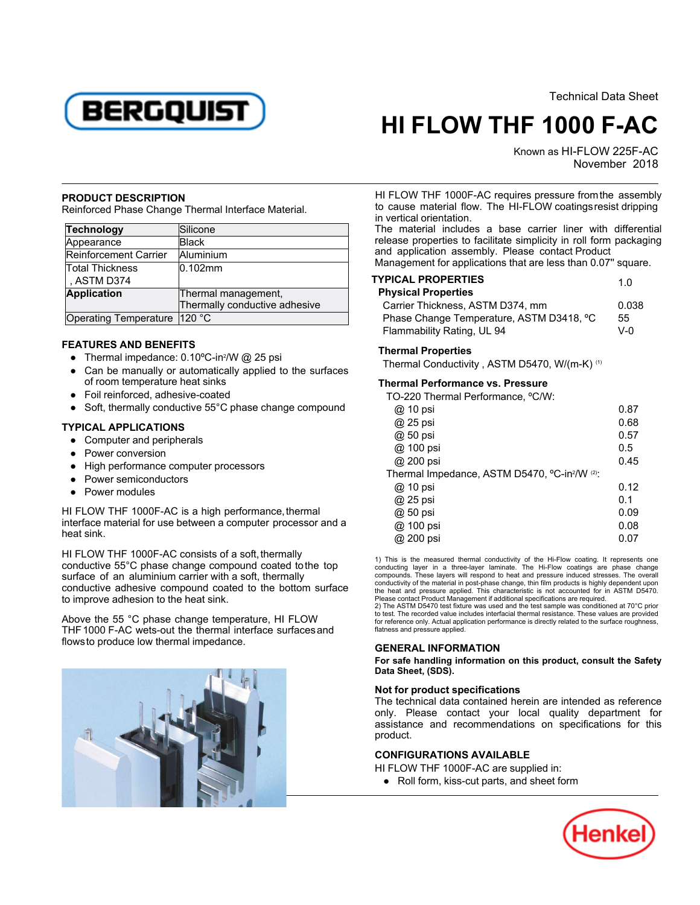Technical Data Sheet

# HI FLOW THF 1000 F-AC

Known as HI-FLOW 225F-AC
November 2018

## PRODUCT DESCRIPTION

Reinforced Phase Change Thermal Interface Material.

| **Technology** | Silicone |
|---|---|
| Appearance | Black |
| Reinforcement Carrier | Aluminium |
| Total Thickness , ASTM D374 | 0.102mm |
| **Application** | Thermal management, Thermally conductive adhesive |
| Operating Temperature | 120 °C |

## FEATURES AND BENEFITS

- Thermal impedance: 0.10ºC-in²/W @ 25 psi
- Can be manually or automatically applied to the surfaces of room temperature heat sinks
- Foil reinforced, adhesive-coated
- Soft, thermally conductive 55°C phase change compound

## TYPICAL APPLICATIONS

- Computer and peripherals
- Power conversion
- High performance computer processors
- Power semiconductors
- Power modules

HI FLOW THF 1000F-AC is a high performance, thermal interface material for use between a computer processor and a heat sink.

HI FLOW THF 1000F-AC consists of a soft, thermally conductive 55°C phase change compound coated to the top surface of an aluminium carrier with a soft, thermally conductive adhesive compound coated to the bottom surface to improve adhesion to the heat sink.

Above the 55 °C phase change temperature, HI FLOW THF 1000 F-AC wets-out the thermal interface surfaces and flows to produce low thermal impedance.

HI FLOW THF 1000F-AC requires pressure from the assembly to cause material flow. The HI-FLOW coatings resist dripping in vertical orientation.

The material includes a base carrier liner with differential release properties to facilitate simplicity in roll form packaging and application assembly. Please contact Product Management for applications that are less than 0.07" square.

## TYPICAL PROPERTIES

| | 1.0 |
|---|---|
| **Physical Properties** | |
| Carrier Thickness, ASTM D374, mm | 0.038 |
| Phase Change Temperature, ASTM D3418, ºC | 55 |
| Flammability Rating, UL 94 | V-0 |
| **Thermal Properties** | |
| Thermal Conductivity , ASTM D5470, W/(m-K) (1) | |
| **Thermal Performance vs. Pressure** | |
| TO-220 Thermal Performance, ºC/W: | |
| @ 10 psi | 0.87 |
| @ 25 psi | 0.68 |
| @ 50 psi | 0.57 |
| @ 100 psi | 0.5 |
| @ 200 psi | 0.45 |
| Thermal Impedance, ASTM D5470, ºC-in²/W (2): | |
| @ 10 psi | 0.12 |
| @ 25 psi | 0.1 |
| @ 50 psi | 0.09 |
| @ 100 psi | 0.08 |
| @ 200 psi | 0.07 |

1) This is the measured thermal conductivity of the Hi-Flow coating. It represents one conducting layer in a three-layer laminate. The Hi-Flow coatings are phase change compounds. These layers will respond to heat and pressure induced stresses. The overall conductivity of the material in post-phase change, thin film products is highly dependent upon the heat and pressure applied. This characteristic is not accounted for in ASTM D5470. Please contact Product Management if additional specifications are required.
2) The ASTM D5470 test fixture was used and the test sample was conditioned at 70°C prior to test. The recorded value includes interfacial thermal resistance. These values are provided for reference only. Actual application performance is directly related to the surface roughness, flatness and pressure applied.

## GENERAL INFORMATION

**For safe handling information on this product, consult the Safety Data Sheet, (SDS).**

### Not for product specifications

The technical data contained herein are intended as reference only. Please contact your local quality department for assistance and recommendations on specifications for this product.

## CONFIGURATIONS AVAILABLE

HI FLOW THF 1000F-AC are supplied in:

- Roll form, kiss-cut parts, and sheet form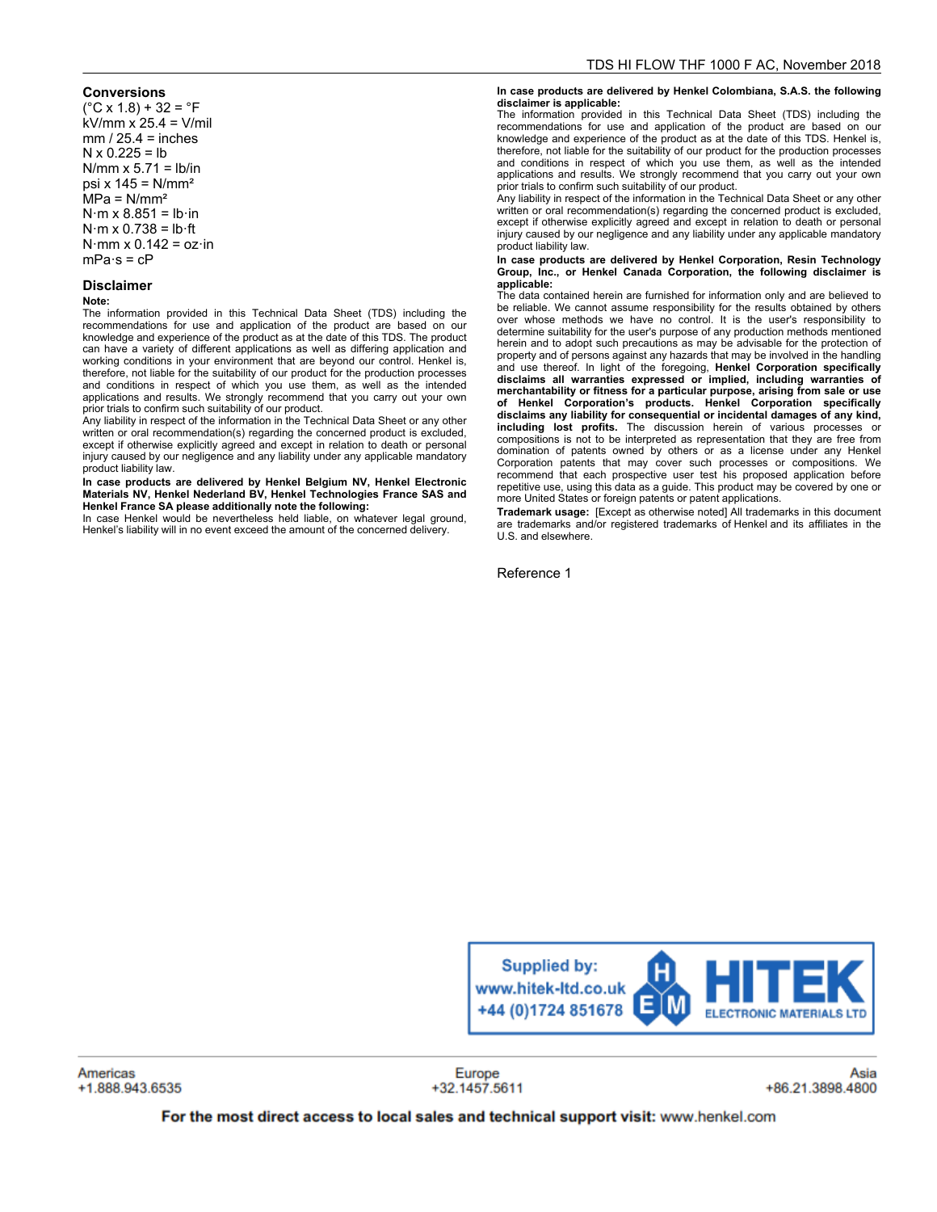## Conversions

(°C x 1.8) + 32 = °F
kV/mm x 25.4 = V/mil
mm / 25.4 = inches
N x 0.225 = lb
N/mm x 5.71 = lb/in
psi x 145 = N/mm²
MPa = N/mm²
N·m x 8.851 = lb·in
N·m x 0.738 = lb·ft
N·mm x 0.142 = oz·in
mPa·s = cP

## Disclaimer

**Note:**
The information provided in this Technical Data Sheet (TDS) including the recommendations for use and application of the product are based on our knowledge and experience of the product as at the date of this TDS. The product can have a variety of different applications as well as differing application and working conditions in your environment that are beyond our control. Henkel is, therefore, not liable for the suitability of our product for the production processes and conditions in respect of which you use them, as well as the intended applications and results. We strongly recommend that you carry out your own prior trials to confirm such suitability of our product.
Any liability in respect of the information in the Technical Data Sheet or any other written or oral recommendation(s) regarding the concerned product is excluded, except if otherwise explicitly agreed and except in relation to death or personal injury caused by our negligence and any liability under any applicable mandatory product liability law.

**In case products are delivered by Henkel Belgium NV, Henkel Electronic Materials NV, Henkel Nederland BV, Henkel Technologies France SAS and Henkel France SA please additionally note the following:**
In case Henkel would be nevertheless held liable, on whatever legal ground, Henkel's liability will in no event exceed the amount of the concerned delivery.

**In case products are delivered by Henkel Colombiana, S.A.S. the following disclaimer is applicable:**
The information provided in this Technical Data Sheet (TDS) including the recommendations for use and application of the product are based on our knowledge and experience of the product as at the date of this TDS. Henkel is, therefore, not liable for the suitability of our product for the production processes and conditions in respect of which you use them, as well as the intended applications and results. We strongly recommend that you carry out your own prior trials to confirm such suitability of our product.
Any liability in respect of the information in the Technical Data Sheet or any other written or oral recommendation(s) regarding the concerned product is excluded, except if otherwise explicitly agreed and except in relation to death or personal injury caused by our negligence and any liability under any applicable mandatory product liability law.

**In case products are delivered by Henkel Corporation, Resin Technology Group, Inc., or Henkel Canada Corporation, the following disclaimer is applicable:**
The data contained herein are furnished for information only and are believed to be reliable. We cannot assume responsibility for the results obtained by others over whose methods we have no control. It is the user's responsibility to determine suitability for the user's purpose of any production methods mentioned herein and to adopt such precautions as may be advisable for the protection of property and of persons against any hazards that may be involved in the handling and use thereof. In light of the foregoing, **Henkel Corporation specifically disclaims all warranties expressed or implied, including warranties of merchantability or fitness for a particular purpose, arising from sale or use of Henkel Corporation's products. Henkel Corporation specifically disclaims any liability for consequential or incidental damages of any kind, including lost profits.** The discussion herein of various processes or compositions is not to be interpreted as representation that they are free from domination of patents owned by others or as a license under any Henkel Corporation patents that may cover such processes or compositions. We recommend that each prospective user test his proposed application before repetitive use, using this data as a guide. This product may be covered by one or more United States or foreign patents or patent applications.

**Trademark usage:** [Except as otherwise noted] All trademarks in this document are trademarks and/or registered trademarks of Henkel and its affiliates in the U.S. and elsewhere.

Reference 1

Supplied by:
www.hitek-ltd.co.uk
+44 (0)1724 851678
HITEK ELECTRONIC MATERIALS LTD

Americas
+1.888.943.6535

Europe
+32.1457.5611

Asia
+86.21.3898.4800

**For the most direct access to local sales and technical support visit:** www.henkel.com